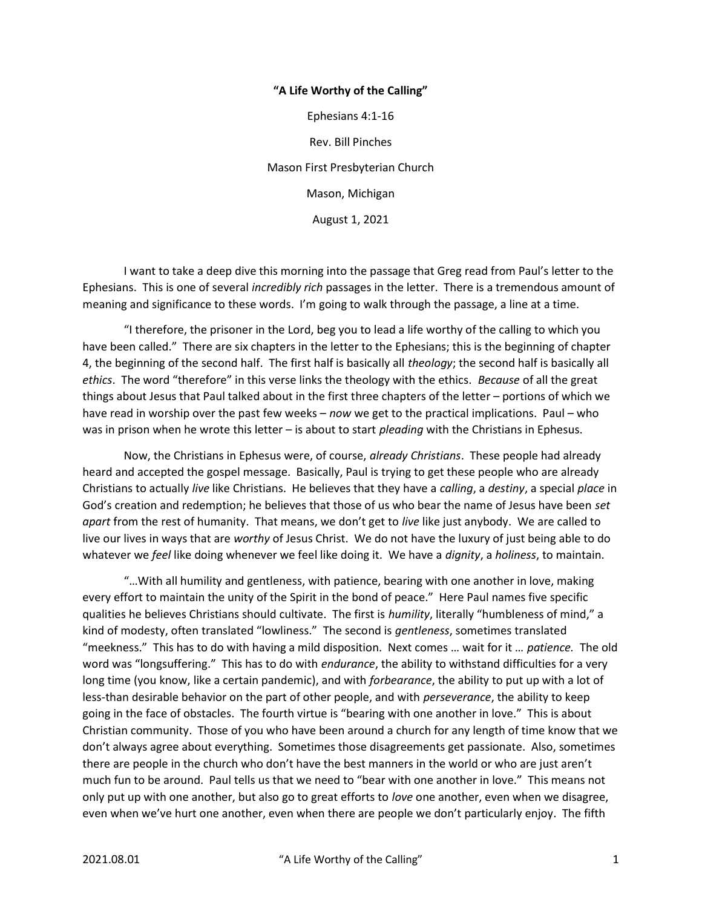**"A Life Worthy of the Calling"**

Ephesians 4:1-16

Rev. Bill Pinches

Mason First Presbyterian Church

Mason, Michigan

August 1, 2021

I want to take a deep dive this morning into the passage that Greg read from Paul's letter to the Ephesians. This is one of several *incredibly rich* passages in the letter. There is a tremendous amount of meaning and significance to these words. I'm going to walk through the passage, a line at a time.

"I therefore, the prisoner in the Lord, beg you to lead a life worthy of the calling to which you have been called." There are six chapters in the letter to the Ephesians; this is the beginning of chapter 4, the beginning of the second half. The first half is basically all *theology*; the second half is basically all *ethics*. The word "therefore" in this verse links the theology with the ethics. *Because* of all the great things about Jesus that Paul talked about in the first three chapters of the letter – portions of which we have read in worship over the past few weeks – *now* we get to the practical implications. Paul – who was in prison when he wrote this letter – is about to start *pleading* with the Christians in Ephesus.

Now, the Christians in Ephesus were, of course, *already Christians*. These people had already heard and accepted the gospel message. Basically, Paul is trying to get these people who are already Christians to actually *live* like Christians. He believes that they have a *calling*, a *destiny*, a special *place* in God's creation and redemption; he believes that those of us who bear the name of Jesus have been *set apart* from the rest of humanity. That means, we don't get to *live* like just anybody. We are called to live our lives in ways that are *worthy* of Jesus Christ. We do not have the luxury of just being able to do whatever we *feel* like doing whenever we feel like doing it. We have a *dignity*, a *holiness*, to maintain.

"…With all humility and gentleness, with patience, bearing with one another in love, making every effort to maintain the unity of the Spirit in the bond of peace." Here Paul names five specific qualities he believes Christians should cultivate. The first is *humility*, literally "humbleness of mind," a kind of modesty, often translated "lowliness." The second is *gentleness*, sometimes translated "meekness." This has to do with having a mild disposition. Next comes … wait for it … *patience.* The old word was "longsuffering." This has to do with *endurance*, the ability to withstand difficulties for a very long time (you know, like a certain pandemic), and with *forbearance*, the ability to put up with a lot of less-than desirable behavior on the part of other people, and with *perseverance*, the ability to keep going in the face of obstacles. The fourth virtue is "bearing with one another in love." This is about Christian community. Those of you who have been around a church for any length of time know that we don't always agree about everything. Sometimes those disagreements get passionate. Also, sometimes there are people in the church who don't have the best manners in the world or who are just aren't much fun to be around. Paul tells us that we need to "bear with one another in love." This means not only put up with one another, but also go to great efforts to *love* one another, even when we disagree, even when we've hurt one another, even when there are people we don't particularly enjoy. The fifth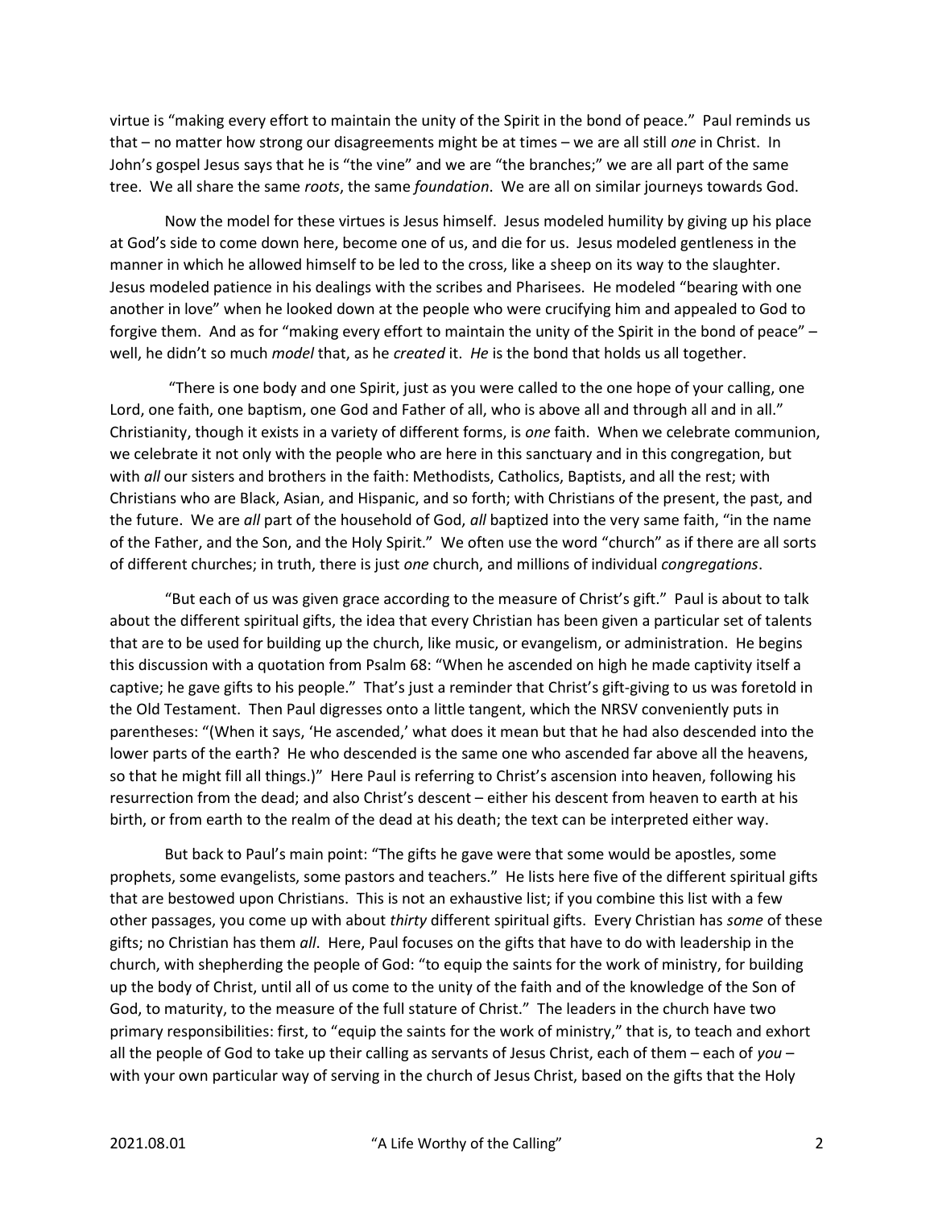virtue is "making every effort to maintain the unity of the Spirit in the bond of peace." Paul reminds us that – no matter how strong our disagreements might be at times – we are all still *one* in Christ. In John's gospel Jesus says that he is "the vine" and we are "the branches;" we are all part of the same tree. We all share the same *roots*, the same *foundation*. We are all on similar journeys towards God.

Now the model for these virtues is Jesus himself. Jesus modeled humility by giving up his place at God's side to come down here, become one of us, and die for us. Jesus modeled gentleness in the manner in which he allowed himself to be led to the cross, like a sheep on its way to the slaughter. Jesus modeled patience in his dealings with the scribes and Pharisees. He modeled "bearing with one another in love" when he looked down at the people who were crucifying him and appealed to God to forgive them. And as for "making every effort to maintain the unity of the Spirit in the bond of peace" – well, he didn't so much *model* that, as he *created* it. *He* is the bond that holds us all together.

"There is one body and one Spirit, just as you were called to the one hope of your calling, one Lord, one faith, one baptism, one God and Father of all, who is above all and through all and in all." Christianity, though it exists in a variety of different forms, is *one* faith. When we celebrate communion, we celebrate it not only with the people who are here in this sanctuary and in this congregation, but with *all* our sisters and brothers in the faith: Methodists, Catholics, Baptists, and all the rest; with Christians who are Black, Asian, and Hispanic, and so forth; with Christians of the present, the past, and the future. We are *all* part of the household of God, *all* baptized into the very same faith, "in the name of the Father, and the Son, and the Holy Spirit." We often use the word "church" as if there are all sorts of different churches; in truth, there is just *one* church, and millions of individual *congregations*.

"But each of us was given grace according to the measure of Christ's gift." Paul is about to talk about the different spiritual gifts, the idea that every Christian has been given a particular set of talents that are to be used for building up the church, like music, or evangelism, or administration. He begins this discussion with a quotation from Psalm 68: "When he ascended on high he made captivity itself a captive; he gave gifts to his people." That's just a reminder that Christ's gift-giving to us was foretold in the Old Testament. Then Paul digresses onto a little tangent, which the NRSV conveniently puts in parentheses: "(When it says, 'He ascended,' what does it mean but that he had also descended into the lower parts of the earth? He who descended is the same one who ascended far above all the heavens, so that he might fill all things.)" Here Paul is referring to Christ's ascension into heaven, following his resurrection from the dead; and also Christ's descent – either his descent from heaven to earth at his birth, or from earth to the realm of the dead at his death; the text can be interpreted either way.

But back to Paul's main point: "The gifts he gave were that some would be apostles, some prophets, some evangelists, some pastors and teachers." He lists here five of the different spiritual gifts that are bestowed upon Christians. This is not an exhaustive list; if you combine this list with a few other passages, you come up with about *thirty* different spiritual gifts. Every Christian has *some* of these gifts; no Christian has them *all*. Here, Paul focuses on the gifts that have to do with leadership in the church, with shepherding the people of God: "to equip the saints for the work of ministry, for building up the body of Christ, until all of us come to the unity of the faith and of the knowledge of the Son of God, to maturity, to the measure of the full stature of Christ." The leaders in the church have two primary responsibilities: first, to "equip the saints for the work of ministry," that is, to teach and exhort all the people of God to take up their calling as servants of Jesus Christ, each of them – each of *you* – with your own particular way of serving in the church of Jesus Christ, based on the gifts that the Holy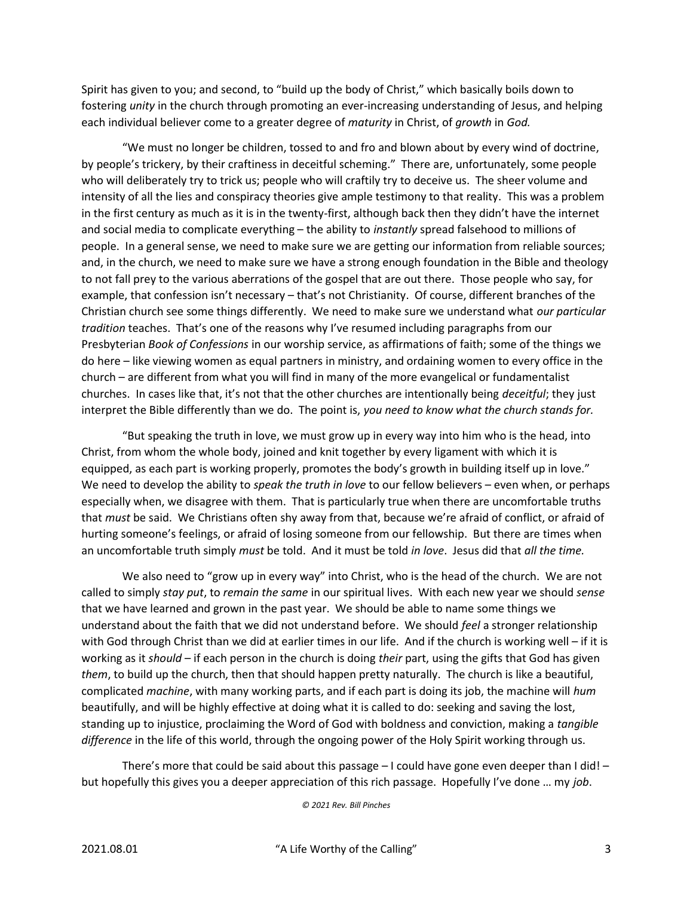Spirit has given to you; and second, to "build up the body of Christ," which basically boils down to fostering *unity* in the church through promoting an ever-increasing understanding of Jesus, and helping each individual believer come to a greater degree of *maturity* in Christ, of *growth* in *God.*

"We must no longer be children, tossed to and fro and blown about by every wind of doctrine, by people's trickery, by their craftiness in deceitful scheming." There are, unfortunately, some people who will deliberately try to trick us; people who will craftily try to deceive us. The sheer volume and intensity of all the lies and conspiracy theories give ample testimony to that reality. This was a problem in the first century as much as it is in the twenty-first, although back then they didn't have the internet and social media to complicate everything – the ability to *instantly* spread falsehood to millions of people. In a general sense, we need to make sure we are getting our information from reliable sources; and, in the church, we need to make sure we have a strong enough foundation in the Bible and theology to not fall prey to the various aberrations of the gospel that are out there. Those people who say, for example, that confession isn't necessary – that's not Christianity. Of course, different branches of the Christian church see some things differently. We need to make sure we understand what *our particular tradition* teaches. That's one of the reasons why I've resumed including paragraphs from our Presbyterian *Book of Confessions* in our worship service, as affirmations of faith; some of the things we do here – like viewing women as equal partners in ministry, and ordaining women to every office in the church – are different from what you will find in many of the more evangelical or fundamentalist churches. In cases like that, it's not that the other churches are intentionally being *deceitful*; they just interpret the Bible differently than we do. The point is, *you need to know what the church stands for.*

"But speaking the truth in love, we must grow up in every way into him who is the head, into Christ, from whom the whole body, joined and knit together by every ligament with which it is equipped, as each part is working properly, promotes the body's growth in building itself up in love." We need to develop the ability to *speak the truth in love* to our fellow believers – even when, or perhaps especially when, we disagree with them. That is particularly true when there are uncomfortable truths that *must* be said. We Christians often shy away from that, because we're afraid of conflict, or afraid of hurting someone's feelings, or afraid of losing someone from our fellowship. But there are times when an uncomfortable truth simply *must* be told. And it must be told *in love*. Jesus did that *all the time.*

We also need to "grow up in every way" into Christ, who is the head of the church. We are not called to simply *stay put*, to *remain the same* in our spiritual lives. With each new year we should *sense* that we have learned and grown in the past year. We should be able to name some things we understand about the faith that we did not understand before. We should *feel* a stronger relationship with God through Christ than we did at earlier times in our life. And if the church is working well – if it is working as it *should* – if each person in the church is doing *their* part, using the gifts that God has given *them*, to build up the church, then that should happen pretty naturally. The church is like a beautiful, complicated *machine*, with many working parts, and if each part is doing its job, the machine will *hum* beautifully, and will be highly effective at doing what it is called to do: seeking and saving the lost, standing up to injustice, proclaiming the Word of God with boldness and conviction, making a *tangible difference* in the life of this world, through the ongoing power of the Holy Spirit working through us.

There's more that could be said about this passage – I could have gone even deeper than I did! – but hopefully this gives you a deeper appreciation of this rich passage. Hopefully I've done … my *job*.

*© 2021 Rev. Bill Pinches*